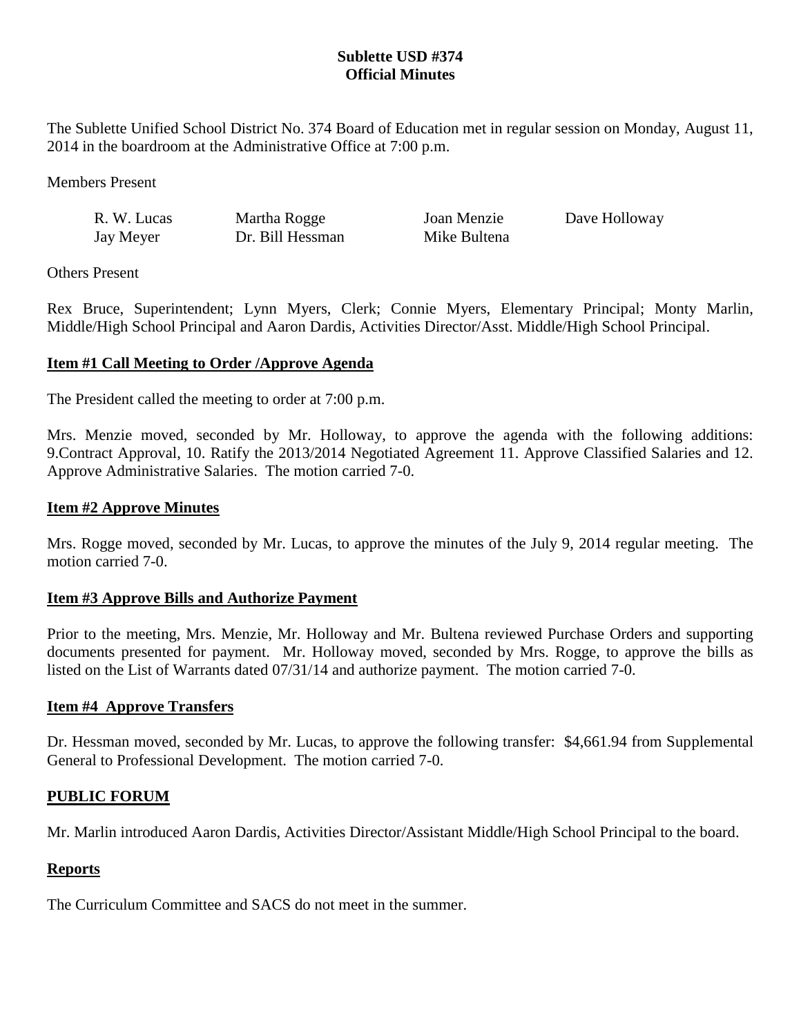**Sublette USD #374**
**Official Minutes**

The Sublette Unified School District No. 374 Board of Education met in regular session on Monday, August 11, 2014 in the boardroom at the Administrative Office at 7:00 p.m.

Members Present

| | | | |
|---|---|---|---|
| R. W. Lucas | Martha Rogge | Joan Menzie | Dave Holloway |
| Jay Meyer | Dr. Bill Hessman | Mike Bultena | |

Others Present

Rex Bruce, Superintendent; Lynn Myers, Clerk; Connie Myers, Elementary Principal; Monty Marlin, Middle/High School Principal and Aaron Dardis, Activities Director/Asst. Middle/High School Principal.

**Item #1 Call Meeting to Order /Approve Agenda**

The President called the meeting to order at 7:00 p.m.

Mrs. Menzie moved, seconded by Mr. Holloway, to approve the agenda with the following additions: 9.Contract Approval, 10. Ratify the 2013/2014 Negotiated Agreement 11. Approve Classified Salaries and 12. Approve Administrative Salaries. The motion carried 7-0.

**Item #2 Approve Minutes**

Mrs. Rogge moved, seconded by Mr. Lucas, to approve the minutes of the July 9, 2014 regular meeting. The motion carried 7-0.

**Item #3 Approve Bills and Authorize Payment**

Prior to the meeting, Mrs. Menzie, Mr. Holloway and Mr. Bultena reviewed Purchase Orders and supporting documents presented for payment. Mr. Holloway moved, seconded by Mrs. Rogge, to approve the bills as listed on the List of Warrants dated 07/31/14 and authorize payment. The motion carried 7-0.

**Item #4 Approve Transfers**

Dr. Hessman moved, seconded by Mr. Lucas, to approve the following transfer: $4,661.94 from Supplemental General to Professional Development. The motion carried 7-0.

**PUBLIC FORUM**

Mr. Marlin introduced Aaron Dardis, Activities Director/Assistant Middle/High School Principal to the board.

**Reports**

The Curriculum Committee and SACS do not meet in the summer.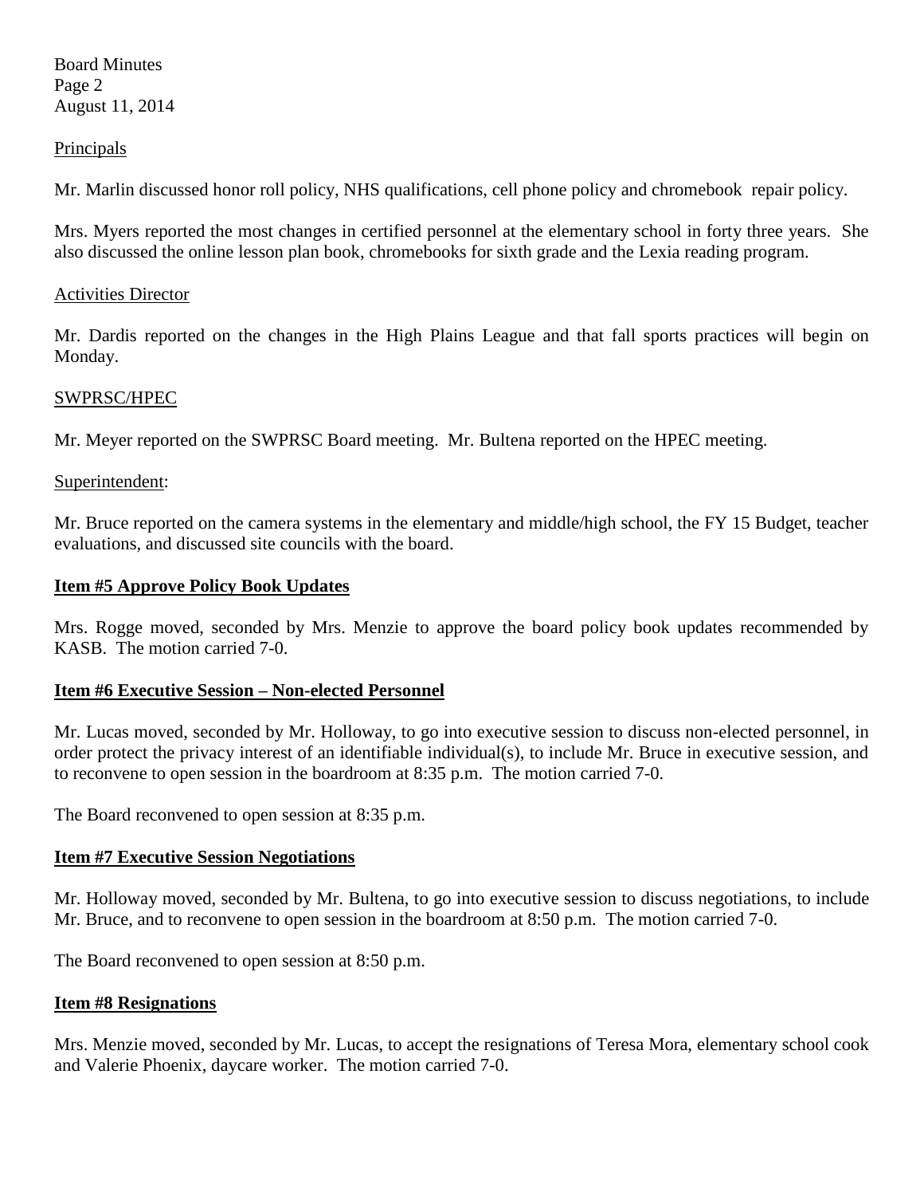Principals

Mr. Marlin discussed honor roll policy, NHS qualifications, cell phone policy and chromebook repair policy.

Mrs. Myers reported the most changes in certified personnel at the elementary school in forty three years. She also discussed the online lesson plan book, chromebooks for sixth grade and the Lexia reading program.

Activities Director

Mr. Dardis reported on the changes in the High Plains League and that fall sports practices will begin on Monday.

SWPRSC/HPEC

Mr. Meyer reported on the SWPRSC Board meeting. Mr. Bultena reported on the HPEC meeting.

Superintendent:

Mr. Bruce reported on the camera systems in the elementary and middle/high school, the FY 15 Budget, teacher evaluations, and discussed site councils with the board.

**Item #5 Approve Policy Book Updates**

Mrs. Rogge moved, seconded by Mrs. Menzie to approve the board policy book updates recommended by KASB. The motion carried 7-0.

**Item #6 Executive Session – Non-elected Personnel**

Mr. Lucas moved, seconded by Mr. Holloway, to go into executive session to discuss non-elected personnel, in order protect the privacy interest of an identifiable individual(s), to include Mr. Bruce in executive session, and to reconvene to open session in the boardroom at 8:35 p.m. The motion carried 7-0.

The Board reconvened to open session at 8:35 p.m.

**Item #7 Executive Session Negotiations**

Mr. Holloway moved, seconded by Mr. Bultena, to go into executive session to discuss negotiations, to include Mr. Bruce, and to reconvene to open session in the boardroom at 8:50 p.m. The motion carried 7-0.

The Board reconvened to open session at 8:50 p.m.

**Item #8 Resignations**

Mrs. Menzie moved, seconded by Mr. Lucas, to accept the resignations of Teresa Mora, elementary school cook and Valerie Phoenix, daycare worker. The motion carried 7-0.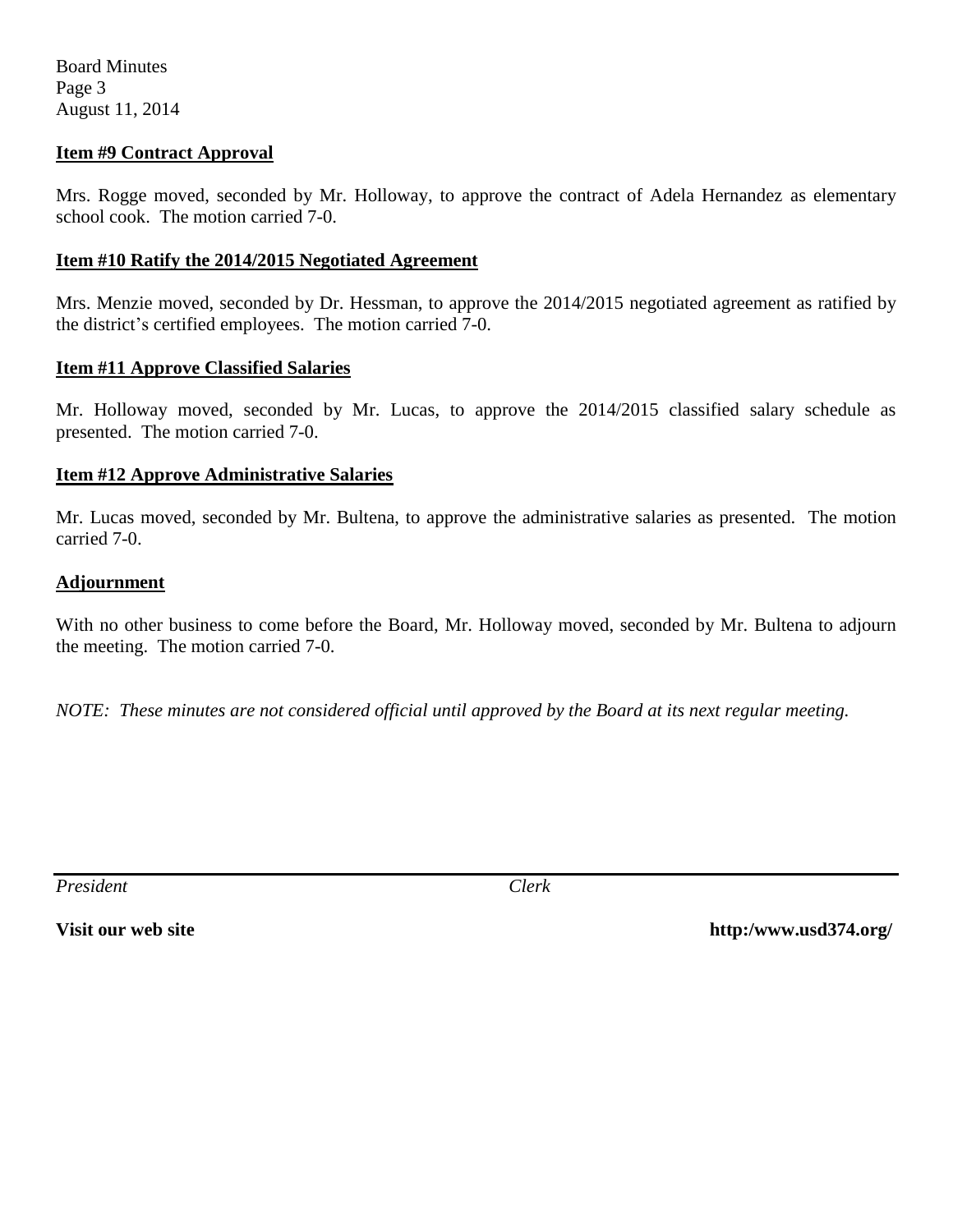**Item #9 Contract Approval**

Mrs. Rogge moved, seconded by Mr. Holloway, to approve the contract of Adela Hernandez as elementary school cook. The motion carried 7-0.

**Item #10 Ratify the 2014/2015 Negotiated Agreement**

Mrs. Menzie moved, seconded by Dr. Hessman, to approve the 2014/2015 negotiated agreement as ratified by the district's certified employees. The motion carried 7-0.

**Item #11 Approve Classified Salaries**

Mr. Holloway moved, seconded by Mr. Lucas, to approve the 2014/2015 classified salary schedule as presented. The motion carried 7-0.

**Item #12 Approve Administrative Salaries**

Mr. Lucas moved, seconded by Mr. Bultena, to approve the administrative salaries as presented. The motion carried 7-0.

**Adjournment**

With no other business to come before the Board, Mr. Holloway moved, seconded by Mr. Bultena to adjourn the meeting. The motion carried 7-0.

*NOTE: These minutes are not considered official until approved by the Board at its next regular meeting.*

*President* *Clerk*

**Visit our web site** **http:/www.usd374.org/**